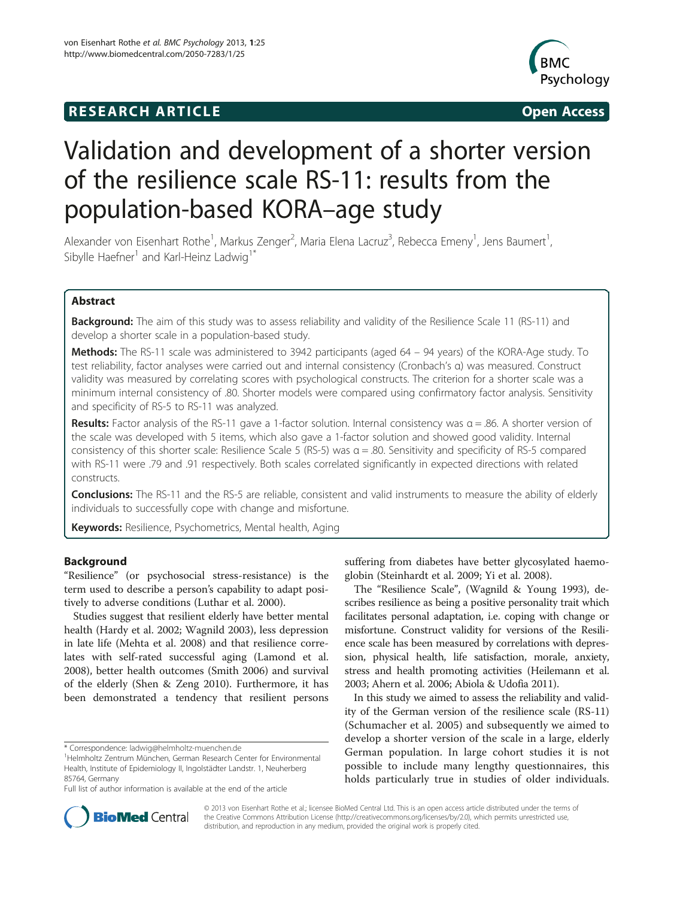RESEARCH ARTICLE

Open Access

# Validation and development of a shorter version of the resilience scale RS-11: results from the population-based KORA–age study

Alexander von Eisenhart Rothe[1], Markus Zenger[2], Maria Elena Lacruz[3], Rebecca Emeny[1], Jens Baumert[1], Sibylle Haefner[1] and Karl-Heinz Ladwig[1*]

## Abstract

**Background:** The aim of this study was to assess reliability and validity of the Resilience Scale 11 (RS-11) and develop a shorter scale in a population-based study.

**Methods:** The RS-11 scale was administered to 3942 participants (aged 64 – 94 years) of the KORA-Age study. To test reliability, factor analyses were carried out and internal consistency (Cronbach's α) was measured. Construct validity was measured by correlating scores with psychological constructs. The criterion for a shorter scale was a minimum internal consistency of .80. Shorter models were compared using confirmatory factor analysis. Sensitivity and specificity of RS-5 to RS-11 was analyzed.

**Results:** Factor analysis of the RS-11 gave a 1-factor solution. Internal consistency was α = .86. A shorter version of the scale was developed with 5 items, which also gave a 1-factor solution and showed good validity. Internal consistency of this shorter scale: Resilience Scale 5 (RS-5) was α = .80. Sensitivity and specificity of RS-5 compared with RS-11 were .79 and .91 respectively. Both scales correlated significantly in expected directions with related constructs.

**Conclusions:** The RS-11 and the RS-5 are reliable, consistent and valid instruments to measure the ability of elderly individuals to successfully cope with change and misfortune.

**Keywords:** Resilience, Psychometrics, Mental health, Aging

## Background

"Resilience" (or psychosocial stress-resistance) is the term used to describe a person's capability to adapt positively to adverse conditions (Luthar et al. 2000).

Studies suggest that resilient elderly have better mental health (Hardy et al. 2002; Wagnild 2003), less depression in late life (Mehta et al. 2008) and that resilience correlates with self-rated successful aging (Lamond et al. 2008), better health outcomes (Smith 2006) and survival of the elderly (Shen & Zeng 2010). Furthermore, it has been demonstrated a tendency that resilient persons suffering from diabetes have better glycosylated haemoglobin (Steinhardt et al. 2009; Yi et al. 2008).

The "Resilience Scale", (Wagnild & Young 1993), describes resilience as being a positive personality trait which facilitates personal adaptation, i.e. coping with change or misfortune. Construct validity for versions of the Resilience scale has been measured by correlations with depression, physical health, life satisfaction, morale, anxiety, stress and health promoting activities (Heilemann et al. 2003; Ahern et al. 2006; Abiola & Udofia 2011).

In this study we aimed to assess the reliability and validity of the German version of the resilience scale (RS-11) (Schumacher et al. 2005) and subsequently we aimed to develop a shorter version of the scale in a large, elderly German population. In large cohort studies it is not possible to include many lengthy questionnaires, this holds particularly true in studies of older individuals.

\* Correspondence: ladwig@helmholtz-muenchen.de
[1]Helmholtz Zentrum München, German Research Center for Environmental Health, Institute of Epidemiology II, Ingolstädter Landstr. 1, Neuherberg 85764, Germany
Full list of author information is available at the end of the article

© 2013 von Eisenhart Rothe et al.; licensee BioMed Central Ltd. This is an open access article distributed under the terms of the Creative Commons Attribution License (http://creativecommons.org/licenses/by/2.0), which permits unrestricted use, distribution, and reproduction in any medium, provided the original work is properly cited.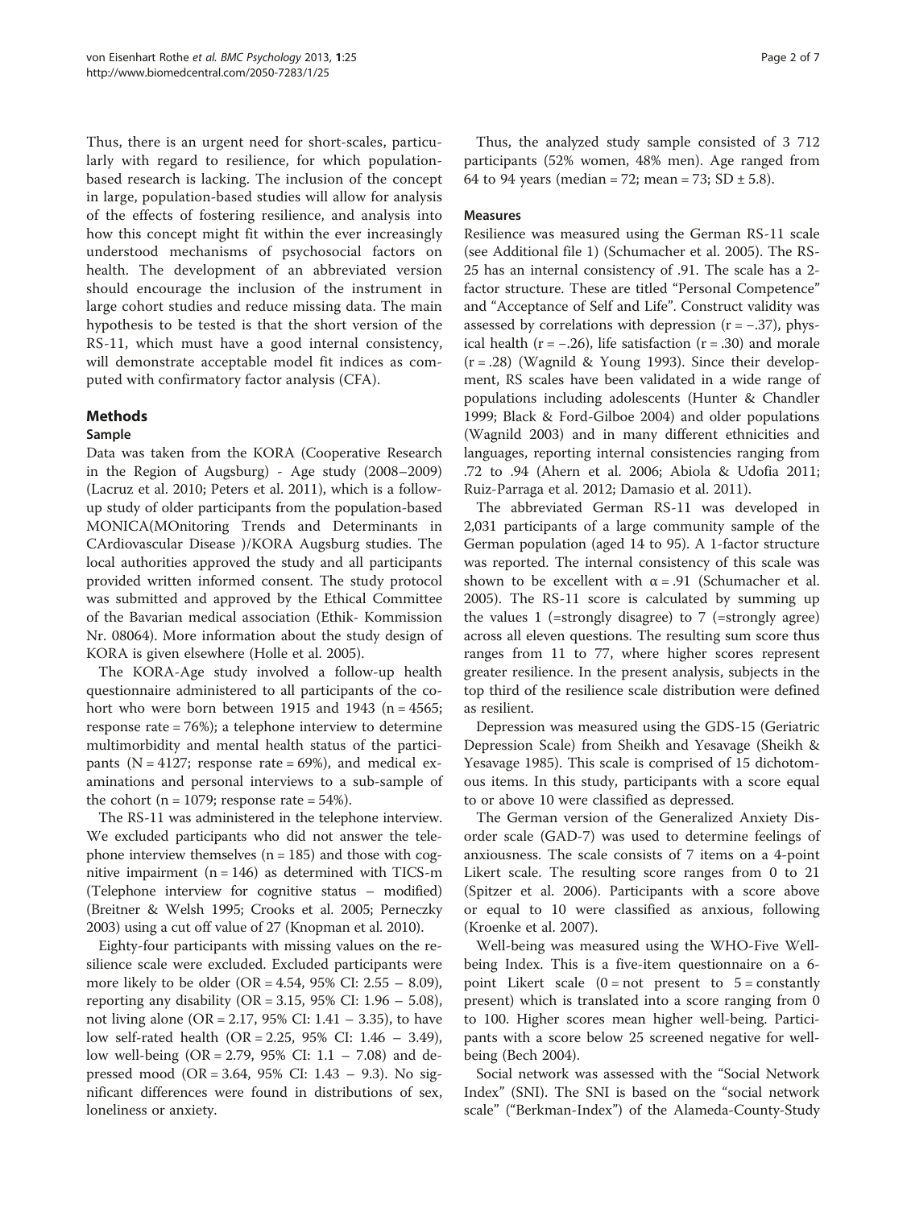Thus, there is an urgent need for short-scales, particularly with regard to resilience, for which population-based research is lacking. The inclusion of the concept in large, population-based studies will allow for analysis of the effects of fostering resilience, and analysis into how this concept might fit within the ever increasingly understood mechanisms of psychosocial factors on health. The development of an abbreviated version should encourage the inclusion of the instrument in large cohort studies and reduce missing data. The main hypothesis to be tested is that the short version of the RS-11, which must have a good internal consistency, will demonstrate acceptable model fit indices as computed with confirmatory factor analysis (CFA).

## Methods

### Sample

Data was taken from the KORA (Cooperative Research in the Region of Augsburg) - Age study (2008–2009) (Lacruz et al. 2010; Peters et al. 2011), which is a follow-up study of older participants from the population-based MONICA(MOnitoring Trends and Determinants in CArdiovascular Disease )/KORA Augsburg studies. The local authorities approved the study and all participants provided written informed consent. The study protocol was submitted and approved by the Ethical Committee of the Bavarian medical association (Ethik- Kommission Nr. 08064). More information about the study design of KORA is given elsewhere (Holle et al. 2005).

The KORA-Age study involved a follow-up health questionnaire administered to all participants of the cohort who were born between 1915 and 1943 (n = 4565; response rate = 76%); a telephone interview to determine multimorbidity and mental health status of the participants (N = 4127; response rate = 69%), and medical examinations and personal interviews to a sub-sample of the cohort (n = 1079; response rate = 54%).

The RS-11 was administered in the telephone interview. We excluded participants who did not answer the telephone interview themselves (n = 185) and those with cognitive impairment (n = 146) as determined with TICS-m (Telephone interview for cognitive status – modified) (Breitner & Welsh 1995; Crooks et al. 2005; Perneczky 2003) using a cut off value of 27 (Knopman et al. 2010).

Eighty-four participants with missing values on the resilience scale were excluded. Excluded participants were more likely to be older (OR = 4.54, 95% CI: 2.55 – 8.09), reporting any disability (OR = 3.15, 95% CI: 1.96 – 5.08), not living alone (OR = 2.17, 95% CI: 1.41 – 3.35), to have low self-rated health (OR = 2.25, 95% CI: 1.46 – 3.49), low well-being (OR = 2.79, 95% CI: 1.1 – 7.08) and depressed mood (OR = 3.64, 95% CI: 1.43 – 9.3). No significant differences were found in distributions of sex, loneliness or anxiety.

Thus, the analyzed study sample consisted of 3 712 participants (52% women, 48% men). Age ranged from 64 to 94 years (median = 72; mean = 73; SD ± 5.8).

### Measures

Resilience was measured using the German RS-11 scale (see Additional file 1) (Schumacher et al. 2005). The RS-25 has an internal consistency of .91. The scale has a 2-factor structure. These are titled "Personal Competence" and "Acceptance of Self and Life". Construct validity was assessed by correlations with depression (r = −.37), physical health (r = −.26), life satisfaction (r = .30) and morale (r = .28) (Wagnild & Young 1993). Since their development, RS scales have been validated in a wide range of populations including adolescents (Hunter & Chandler 1999; Black & Ford-Gilboe 2004) and older populations (Wagnild 2003) and in many different ethnicities and languages, reporting internal consistencies ranging from .72 to .94 (Ahern et al. 2006; Abiola & Udofia 2011; Ruiz-Parraga et al. 2012; Damasio et al. 2011).

The abbreviated German RS-11 was developed in 2,031 participants of a large community sample of the German population (aged 14 to 95). A 1-factor structure was reported. The internal consistency of this scale was shown to be excellent with $\alpha = .91$ (Schumacher et al. 2005). The RS-11 score is calculated by summing up the values 1 (=strongly disagree) to 7 (=strongly agree) across all eleven questions. The resulting sum score thus ranges from 11 to 77, where higher scores represent greater resilience. In the present analysis, subjects in the top third of the resilience scale distribution were defined as resilient.

Depression was measured using the GDS-15 (Geriatric Depression Scale) from Sheikh and Yesavage (Sheikh & Yesavage 1985). This scale is comprised of 15 dichotomous items. In this study, participants with a score equal to or above 10 were classified as depressed.

The German version of the Generalized Anxiety Disorder scale (GAD-7) was used to determine feelings of anxiousness. The scale consists of 7 items on a 4-point Likert scale. The resulting score ranges from 0 to 21 (Spitzer et al. 2006). Participants with a score above or equal to 10 were classified as anxious, following (Kroenke et al. 2007).

Well-being was measured using the WHO-Five Well-being Index. This is a five-item questionnaire on a 6-point Likert scale (0 = not present to 5 = constantly present) which is translated into a score ranging from 0 to 100. Higher scores mean higher well-being. Participants with a score below 25 screened negative for well-being (Bech 2004).

Social network was assessed with the "Social Network Index" (SNI). The SNI is based on the "social network scale" ("Berkman-Index") of the Alameda-County-Study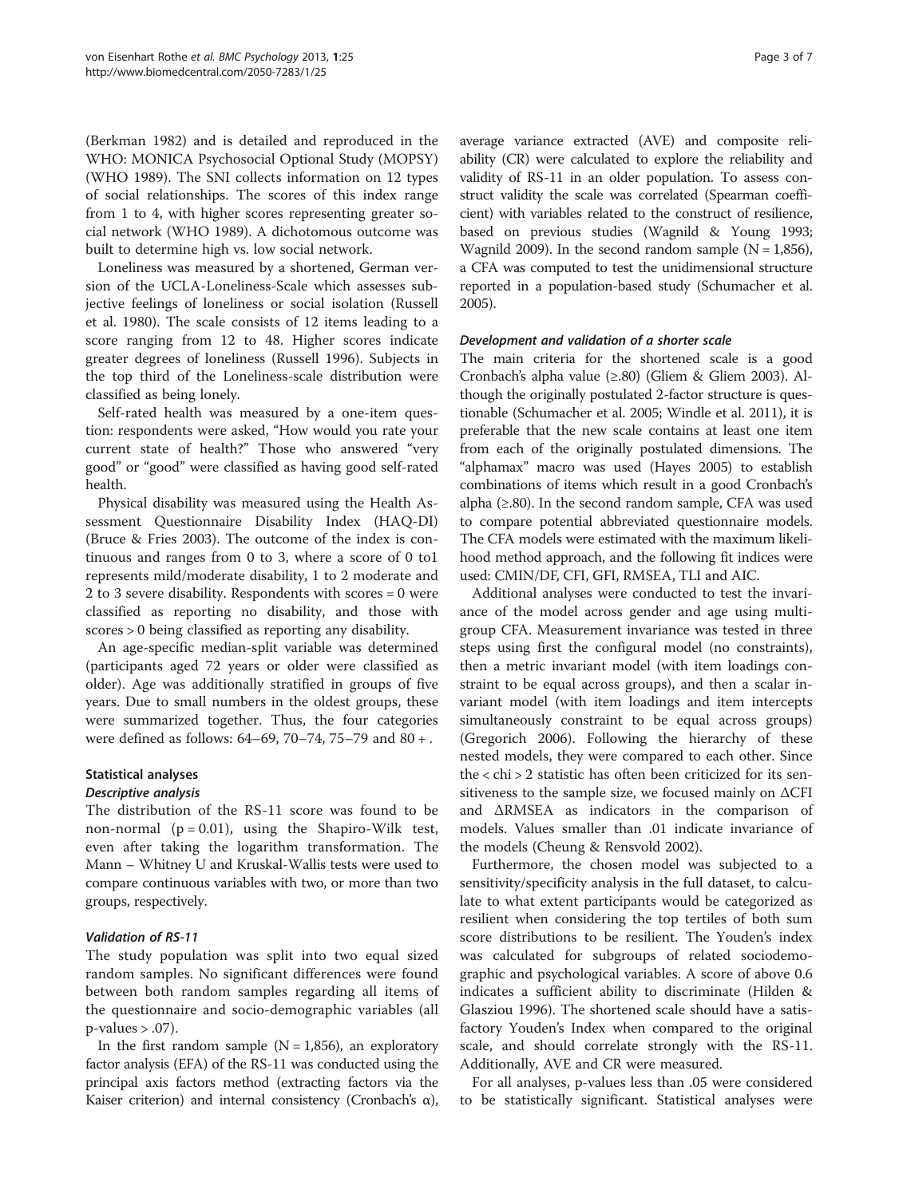(Berkman 1982) and is detailed and reproduced in the WHO: MONICA Psychosocial Optional Study (MOPSY) (WHO 1989). The SNI collects information on 12 types of social relationships. The scores of this index range from 1 to 4, with higher scores representing greater social network (WHO 1989). A dichotomous outcome was built to determine high vs. low social network.

Loneliness was measured by a shortened, German version of the UCLA-Loneliness-Scale which assesses subjective feelings of loneliness or social isolation (Russell et al. 1980). The scale consists of 12 items leading to a score ranging from 12 to 48. Higher scores indicate greater degrees of loneliness (Russell 1996). Subjects in the top third of the Loneliness-scale distribution were classified as being lonely.

Self-rated health was measured by a one-item question: respondents were asked, "How would you rate your current state of health?" Those who answered "very good" or "good" were classified as having good self-rated health.

Physical disability was measured using the Health Assessment Questionnaire Disability Index (HAQ-DI) (Bruce & Fries 2003). The outcome of the index is continuous and ranges from 0 to 3, where a score of 0 to1 represents mild/moderate disability, 1 to 2 moderate and 2 to 3 severe disability. Respondents with scores = 0 were classified as reporting no disability, and those with scores > 0 being classified as reporting any disability.

An age-specific median-split variable was determined (participants aged 72 years or older were classified as older). Age was additionally stratified in groups of five years. Due to small numbers in the oldest groups, these were summarized together. Thus, the four categories were defined as follows: 64–69, 70–74, 75–79 and 80 + .

### Statistical analyses

#### *Descriptive analysis*

The distribution of the RS-11 score was found to be non-normal ($p = 0.01$), using the Shapiro-Wilk test, even after taking the logarithm transformation. The Mann – Whitney U and Kruskal-Wallis tests were used to compare continuous variables with two, or more than two groups, respectively.

#### *Validation of RS-11*

The study population was split into two equal sized random samples. No significant differences were found between both random samples regarding all items of the questionnaire and socio-demographic variables (all p-values > .07).

In the first random sample (N = 1,856), an exploratory factor analysis (EFA) of the RS-11 was conducted using the principal axis factors method (extracting factors via the Kaiser criterion) and internal consistency (Cronbach's α), average variance extracted (AVE) and composite reliability (CR) were calculated to explore the reliability and validity of RS-11 in an older population. To assess construct validity the scale was correlated (Spearman coefficient) with variables related to the construct of resilience, based on previous studies (Wagnild & Young 1993; Wagnild 2009). In the second random sample (N = 1,856), a CFA was computed to test the unidimensional structure reported in a population-based study (Schumacher et al. 2005).

#### *Development and validation of a shorter scale*

The main criteria for the shortened scale is a good Cronbach's alpha value (≥.80) (Gliem & Gliem 2003). Although the originally postulated 2-factor structure is questionable (Schumacher et al. 2005; Windle et al. 2011), it is preferable that the new scale contains at least one item from each of the originally postulated dimensions. The "alphamax" macro was used (Hayes 2005) to establish combinations of items which result in a good Cronbach's alpha (≥.80). In the second random sample, CFA was used to compare potential abbreviated questionnaire models. The CFA models were estimated with the maximum likelihood method approach, and the following fit indices were used: CMIN/DF, CFI, GFI, RMSEA, TLI and AIC.

Additional analyses were conducted to test the invariance of the model across gender and age using multigroup CFA. Measurement invariance was tested in three steps using first the configural model (no constraints), then a metric invariant model (with item loadings constraint to be equal across groups), and then a scalar invariant model (with item loadings and item intercepts simultaneously constraint to be equal across groups) (Gregorich 2006). Following the hierarchy of these nested models, they were compared to each other. Since the < chi > 2 statistic has often been criticized for its sensitiveness to the sample size, we focused mainly on ΔCFI and ΔRMSEA as indicators in the comparison of models. Values smaller than .01 indicate invariance of the models (Cheung & Rensvold 2002).

Furthermore, the chosen model was subjected to a sensitivity/specificity analysis in the full dataset, to calculate to what extent participants would be categorized as resilient when considering the top tertiles of both sum score distributions to be resilient. The Youden's index was calculated for subgroups of related sociodemographic and psychological variables. A score of above 0.6 indicates a sufficient ability to discriminate (Hilden & Glasziou 1996). The shortened scale should have a satisfactory Youden's Index when compared to the original scale, and should correlate strongly with the RS-11. Additionally, AVE and CR were measured.

For all analyses, p-values less than .05 were considered to be statistically significant. Statistical analyses were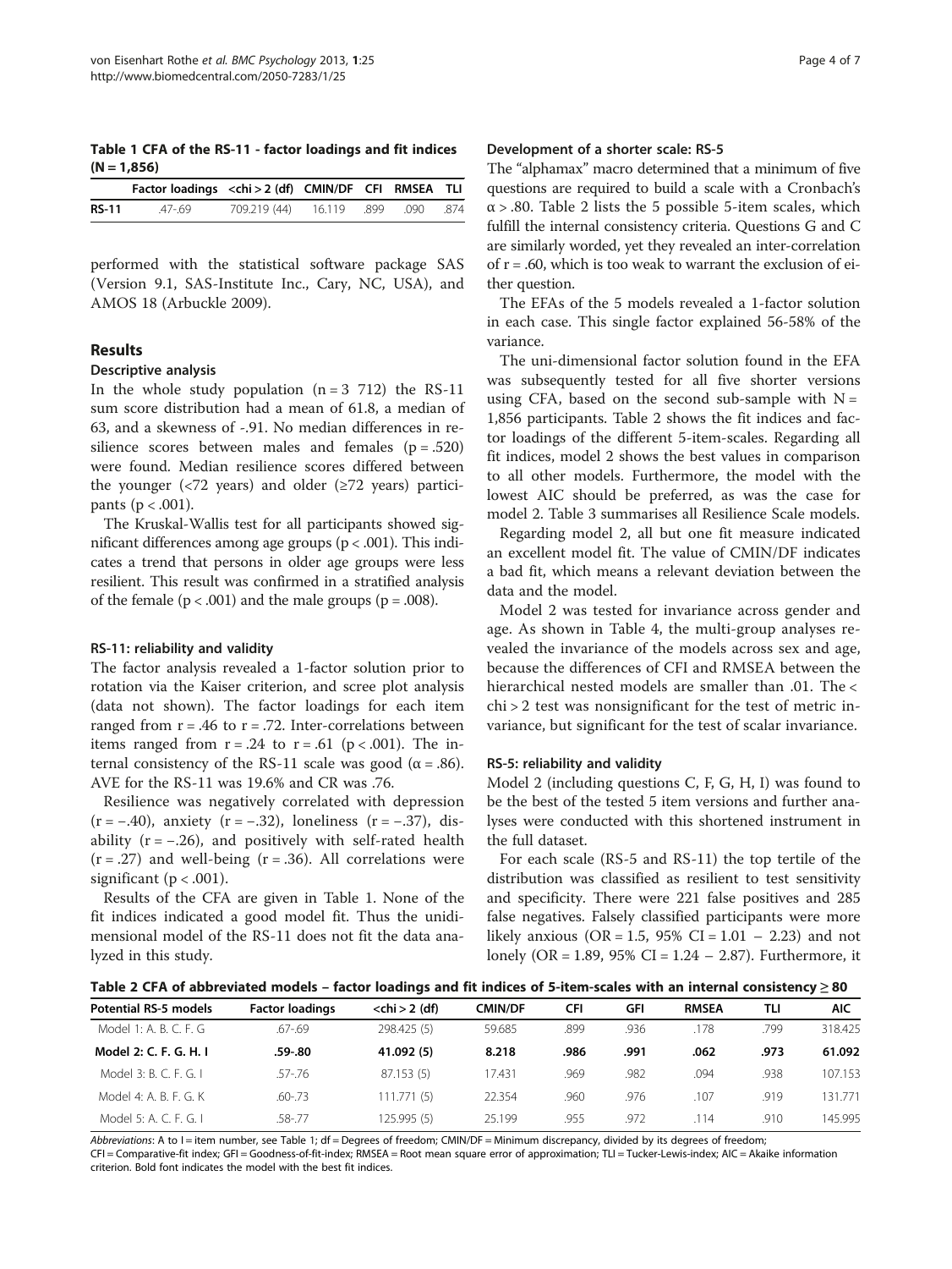**Table 1 CFA of the RS-11 - factor loadings and fit indices (N = 1,856)**

| | Factor loadings | <chi > 2 (df) | CMIN/DF | CFI | RMSEA | TLI |
|---|---|---|---|---|---|---|
| **RS-11** | .47-.69 | 709.219 (44) | 16.119 | .899 | .090 | .874 |

performed with the statistical software package SAS (Version 9.1, SAS-Institute Inc., Cary, NC, USA), and AMOS 18 (Arbuckle 2009).

## Results

### Descriptive analysis

In the whole study population (n = 3 712) the RS-11 sum score distribution had a mean of 61.8, a median of 63, and a skewness of -.91. No median differences in resilience scores between males and females (p = .520) were found. Median resilience scores differed between the younger (<72 years) and older (≥72 years) participants (p < .001).

The Kruskal-Wallis test for all participants showed significant differences among age groups (p < .001). This indicates a trend that persons in older age groups were less resilient. This result was confirmed in a stratified analysis of the female (p < .001) and the male groups (p = .008).

### RS-11: reliability and validity

The factor analysis revealed a 1-factor solution prior to rotation via the Kaiser criterion, and scree plot analysis (data not shown). The factor loadings for each item ranged from r = .46 to r = .72. Inter-correlations between items ranged from r = .24 to r = .61 (p < .001). The internal consistency of the RS-11 scale was good (α = .86). AVE for the RS-11 was 19.6% and CR was .76.

Resilience was negatively correlated with depression (r = −.40), anxiety (r = −.32), loneliness (r = −.37), disability (r = −.26), and positively with self-rated health (r = .27) and well-being (r = .36). All correlations were significant (p < .001).

Results of the CFA are given in Table 1. None of the fit indices indicated a good model fit. Thus the unidimensional model of the RS-11 does not fit the data analyzed in this study.

### Development of a shorter scale: RS-5

The "alphamax" macro determined that a minimum of five questions are required to build a scale with a Cronbach's α > .80. Table 2 lists the 5 possible 5-item scales, which fulfill the internal consistency criteria. Questions G and C are similarly worded, yet they revealed an inter-correlation of r = .60, which is too weak to warrant the exclusion of either question.

The EFAs of the 5 models revealed a 1-factor solution in each case. This single factor explained 56-58% of the variance.

The uni-dimensional factor solution found in the EFA was subsequently tested for all five shorter versions using CFA, based on the second sub-sample with N = 1,856 participants. Table 2 shows the fit indices and factor loadings of the different 5-item-scales. Regarding all fit indices, model 2 shows the best values in comparison to all other models. Furthermore, the model with the lowest AIC should be preferred, as was the case for model 2. Table 3 summarises all Resilience Scale models.

Regarding model 2, all but one fit measure indicated an excellent model fit. The value of CMIN/DF indicates a bad fit, which means a relevant deviation between the data and the model.

Model 2 was tested for invariance across gender and age. As shown in Table 4, the multi-group analyses revealed the invariance of the models across sex and age, because the differences of CFI and RMSEA between the hierarchical nested models are smaller than .01. The < chi > 2 test was nonsignificant for the test of metric invariance, but significant for the test of scalar invariance.

### RS-5: reliability and validity

Model 2 (including questions C, F, G, H, I) was found to be the best of the tested 5 item versions and further analyses were conducted with this shortened instrument in the full dataset.

For each scale (RS-5 and RS-11) the top tertile of the distribution was classified as resilient to test sensitivity and specificity. There were 221 false positives and 285 false negatives. Falsely classified participants were more likely anxious (OR = 1.5, 95% CI = 1.01 − 2.23) and not lonely (OR = 1.89, 95% CI = 1.24 − 2.87). Furthermore, it

**Table 2 CFA of abbreviated models – factor loadings and fit indices of 5-item-scales with an internal consistency ≥ 80**

| Potential RS-5 models | Factor loadings | <chi > 2 (df) | CMIN/DF | CFI | GFI | RMSEA | TLI | AIC |
|---|---|---|---|---|---|---|---|---|
| Model 1: A. B. C. F. G | .67-.69 | 298.425 (5) | 59.685 | .899 | .936 | .178 | .799 | 318.425 |
| **Model 2: C. F. G. H. I** | **.59-.80** | **41.092 (5)** | **8.218** | **.986** | **.991** | **.062** | **.973** | **61.092** |
| Model 3: B. C. F. G. I | .57-.76 | 87.153 (5) | 17.431 | .969 | .982 | .094 | .938 | 107.153 |
| Model 4: A. B. F. G. K | .60-.73 | 111.771 (5) | 22.354 | .960 | .976 | .107 | .919 | 131.771 |
| Model 5: A. C. F. G. I | .58-.77 | 125.995 (5) | 25.199 | .955 | .972 | .114 | .910 | 145.995 |

*Abbreviations*: A to I = item number, see Table 1; df = Degrees of freedom; CMIN/DF = Minimum discrepancy, divided by its degrees of freedom; CFI = Comparative-fit index; GFI = Goodness-of-fit-index; RMSEA = Root mean square error of approximation; TLI = Tucker-Lewis-index; AIC = Akaike information criterion. Bold font indicates the model with the best fit indices.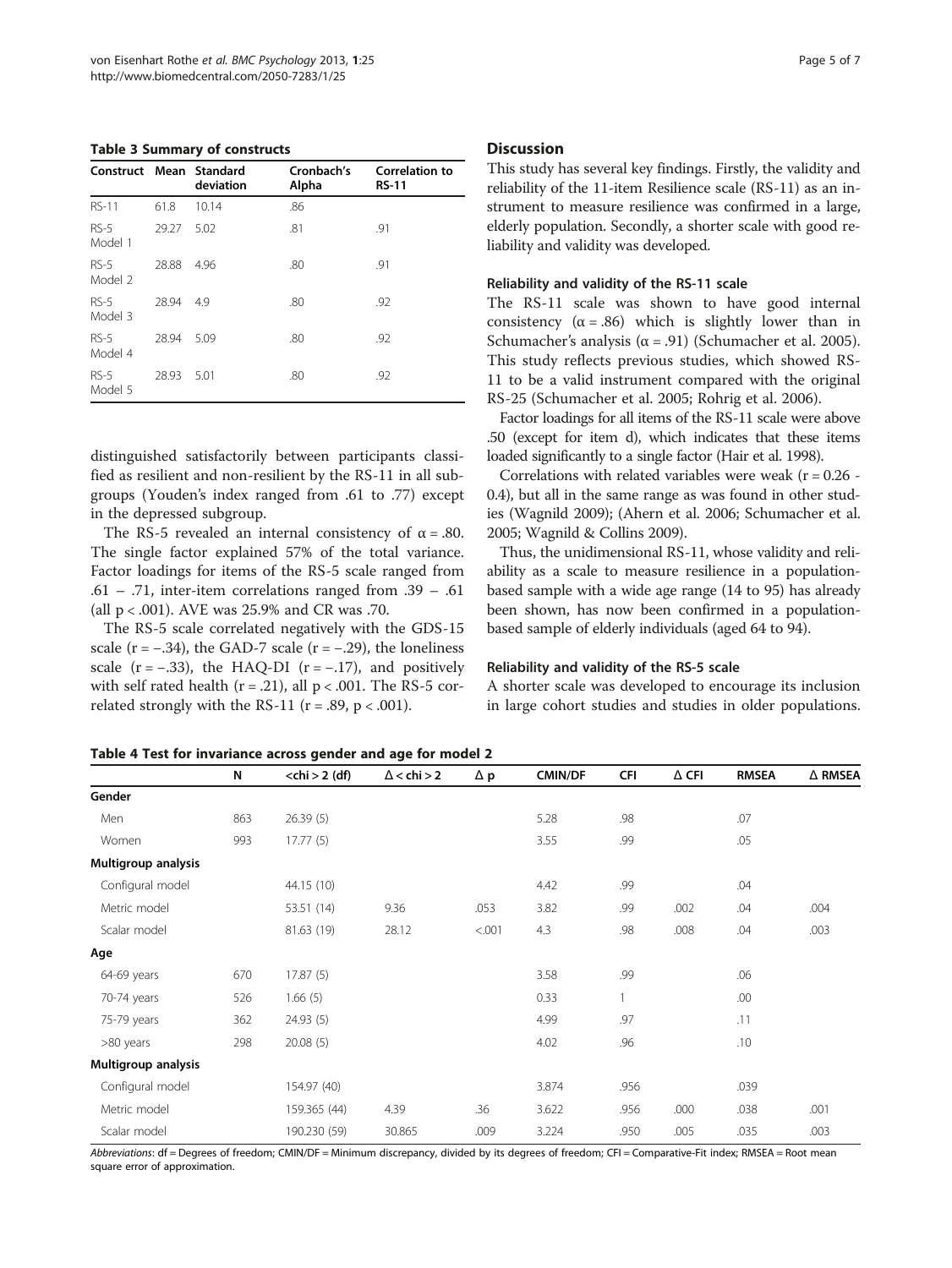**Table 3 Summary of constructs**

| Construct | Mean | Standard deviation | Cronbach's Alpha | Correlation to RS-11 |
|---|---|---|---|---|
| RS-11 | 61.8 | 10.14 | .86 | |
| RS-5 Model 1 | 29.27 | 5.02 | .81 | .91 |
| RS-5 Model 2 | 28.88 | 4.96 | .80 | .91 |
| RS-5 Model 3 | 28.94 | 4.9 | .80 | .92 |
| RS-5 Model 4 | 28.94 | 5.09 | .80 | .92 |
| RS-5 Model 5 | 28.93 | 5.01 | .80 | .92 |

distinguished satisfactorily between participants classified as resilient and non-resilient by the RS-11 in all subgroups (Youden's index ranged from .61 to .77) except in the depressed subgroup.

The RS-5 revealed an internal consistency of $\alpha = .80$. The single factor explained 57% of the total variance. Factor loadings for items of the RS-5 scale ranged from .61 – .71, inter-item correlations ranged from .39 – .61 (all $p < .001$). AVE was 25.9% and CR was .70.

The RS-5 scale correlated negatively with the GDS-15 scale ($r = -.34$), the GAD-7 scale ($r = -.29$), the loneliness scale ($r = -.33$), the HAQ-DI ($r = -.17$), and positively with self rated health ($r = .21$), all $p < .001$. The RS-5 correlated strongly with the RS-11 ($r = .89$, $p < .001$).

## Discussion

This study has several key findings. Firstly, the validity and reliability of the 11-item Resilience scale (RS-11) as an instrument to measure resilience was confirmed in a large, elderly population. Secondly, a shorter scale with good reliability and validity was developed.

### Reliability and validity of the RS-11 scale

The RS-11 scale was shown to have good internal consistency ($\alpha = .86$) which is slightly lower than in Schumacher's analysis ($\alpha = .91$) (Schumacher et al. 2005). This study reflects previous studies, which showed RS-11 to be a valid instrument compared with the original RS-25 (Schumacher et al. 2005; Rohrig et al. 2006).

Factor loadings for all items of the RS-11 scale were above .50 (except for item d), which indicates that these items loaded significantly to a single factor (Hair et al. 1998).

Correlations with related variables were weak ($r = 0.26$ - 0.4), but all in the same range as was found in other studies (Wagnild 2009); (Ahern et al. 2006; Schumacher et al. 2005; Wagnild & Collins 2009).

Thus, the unidimensional RS-11, whose validity and reliability as a scale to measure resilience in a population-based sample with a wide age range (14 to 95) has already been shown, has now been confirmed in a population-based sample of elderly individuals (aged 64 to 94).

### Reliability and validity of the RS-5 scale

A shorter scale was developed to encourage its inclusion in large cohort studies and studies in older populations.

**Table 4 Test for invariance across gender and age for model 2**

| | N | <chi > 2 (df) | Δ < chi > 2 | Δ p | CMIN/DF | CFI | Δ CFI | RMSEA | Δ RMSEA |
|---|---|---|---|---|---|---|---|---|---|
| **Gender** | | | | | | | | | |
| Men | 863 | 26.39 (5) | | | 5.28 | .98 | | .07 | |
| Women | 993 | 17.77 (5) | | | 3.55 | .99 | | .05 | |
| **Multigroup analysis** | | | | | | | | | |
| Configural model | | 44.15 (10) | | | 4.42 | .99 | | .04 | |
| Metric model | | 53.51 (14) | 9.36 | .053 | 3.82 | .99 | .002 | .04 | .004 |
| Scalar model | | 81.63 (19) | 28.12 | <.001 | 4.3 | .98 | .008 | .04 | .003 |
| **Age** | | | | | | | | | |
| 64-69 years | 670 | 17.87 (5) | | | 3.58 | .99 | | .06 | |
| 70-74 years | 526 | 1.66 (5) | | | 0.33 | 1 | | .00 | |
| 75-79 years | 362 | 24.93 (5) | | | 4.99 | .97 | | .11 | |
| >80 years | 298 | 20.08 (5) | | | 4.02 | .96 | | .10 | |
| **Multigroup analysis** | | | | | | | | | |
| Configural model | | 154.97 (40) | | | 3.874 | .956 | | .039 | |
| Metric model | | 159.365 (44) | 4.39 | .36 | 3.622 | .956 | .000 | .038 | .001 |
| Scalar model | | 190.230 (59) | 30.865 | .009 | 3.224 | .950 | .005 | .035 | .003 |

*Abbreviations*: df = Degrees of freedom; CMIN/DF = Minimum discrepancy, divided by its degrees of freedom; CFI = Comparative-Fit index; RMSEA = Root mean square error of approximation.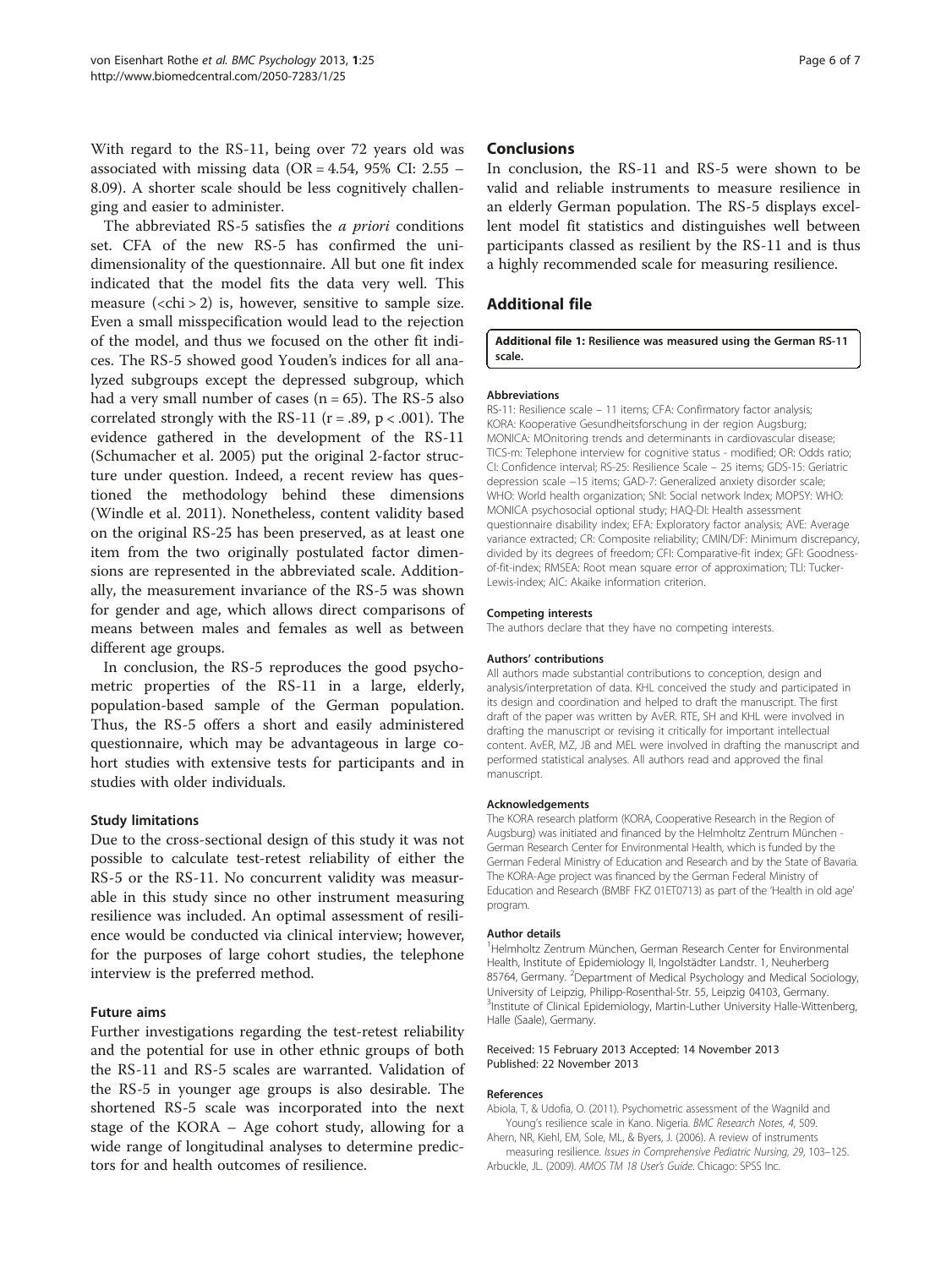With regard to the RS-11, being over 72 years old was associated with missing data (OR = 4.54, 95% CI: 2.55 – 8.09). A shorter scale should be less cognitively challenging and easier to administer.

The abbreviated RS-5 satisfies the *a priori* conditions set. CFA of the new RS-5 has confirmed the unidimensionality of the questionnaire. All but one fit index indicated that the model fits the data very well. This measure (<chi > 2) is, however, sensitive to sample size. Even a small misspecification would lead to the rejection of the model, and thus we focused on the other fit indices. The RS-5 showed good Youden's indices for all analyzed subgroups except the depressed subgroup, which had a very small number of cases (n = 65). The RS-5 also correlated strongly with the RS-11 (r = .89, p < .001). The evidence gathered in the development of the RS-11 (Schumacher et al. 2005) put the original 2-factor structure under question. Indeed, a recent review has questioned the methodology behind these dimensions (Windle et al. 2011). Nonetheless, content validity based on the original RS-25 has been preserved, as at least one item from the two originally postulated factor dimensions are represented in the abbreviated scale. Additionally, the measurement invariance of the RS-5 was shown for gender and age, which allows direct comparisons of means between males and females as well as between different age groups.

In conclusion, the RS-5 reproduces the good psychometric properties of the RS-11 in a large, elderly, population-based sample of the German population. Thus, the RS-5 offers a short and easily administered questionnaire, which may be advantageous in large cohort studies with extensive tests for participants and in studies with older individuals.

### Study limitations

Due to the cross-sectional design of this study it was not possible to calculate test-retest reliability of either the RS-5 or the RS-11. No concurrent validity was measurable in this study since no other instrument measuring resilience was included. An optimal assessment of resilience would be conducted via clinical interview; however, for the purposes of large cohort studies, the telephone interview is the preferred method.

### Future aims

Further investigations regarding the test-retest reliability and the potential for use in other ethnic groups of both the RS-11 and RS-5 scales are warranted. Validation of the RS-5 in younger age groups is also desirable. The shortened RS-5 scale was incorporated into the next stage of the KORA – Age cohort study, allowing for a wide range of longitudinal analyses to determine predictors for and health outcomes of resilience.

## Conclusions

In conclusion, the RS-11 and RS-5 were shown to be valid and reliable instruments to measure resilience in an elderly German population. The RS-5 displays excellent model fit statistics and distinguishes well between participants classed as resilient by the RS-11 and is thus a highly recommended scale for measuring resilience.

## Additional file

**Additional file 1: Resilience was measured using the German RS-11 scale.**

#### Abbreviations

RS-11: Resilience scale – 11 items; CFA: Confirmatory factor analysis; KORA: Kooperative Gesundheitsforschung in der region Augsburg; MONICA: MOnitoring trends and determinants in cardiovascular disease; TICS-m: Telephone interview for cognitive status - modified; OR: Odds ratio; CI: Confidence interval; RS-25: Resilience Scale – 25 items; GDS-15: Geriatric depression scale –15 items; GAD-7: Generalized anxiety disorder scale; WHO: World health organization; SNI: Social network Index; MOPSY: WHO: MONICA psychosocial optional study; HAQ-DI: Health assessment questionnaire disability index; EFA: Exploratory factor analysis; AVE: Average variance extracted; CR: Composite reliability; CMIN/DF: Minimum discrepancy, divided by its degrees of freedom; CFI: Comparative-fit index; GFI: Goodness-of-fit-index; RMSEA: Root mean square error of approximation; TLI: Tucker-Lewis-index; AIC: Akaike information criterion.

#### Competing interests

The authors declare that they have no competing interests.

#### Authors' contributions

All authors made substantial contributions to conception, design and analysis/interpretation of data. KHL conceived the study and participated in its design and coordination and helped to draft the manuscript. The first draft of the paper was written by AvER. RTE, SH and KHL were involved in drafting the manuscript or revising it critically for important intellectual content. AvER, MZ, JB and MEL were involved in drafting the manuscript and performed statistical analyses. All authors read and approved the final manuscript.

#### Acknowledgements

The KORA research platform (KORA, Cooperative Research in the Region of Augsburg) was initiated and financed by the Helmholtz Zentrum München - German Research Center for Environmental Health, which is funded by the German Federal Ministry of Education and Research and by the State of Bavaria. The KORA-Age project was financed by the German Federal Ministry of Education and Research (BMBF FKZ 01ET0713) as part of the 'Health in old age' program.

#### Author details

[1]Helmholtz Zentrum München, German Research Center for Environmental Health, Institute of Epidemiology II, Ingolstädter Landstr. 1, Neuherberg 85764, Germany. [2]Department of Medical Psychology and Medical Sociology, University of Leipzig, Philipp-Rosenthal-Str. 55, Leipzig 04103, Germany. [3]Institute of Clinical Epidemiology, Martin-Luther University Halle-Wittenberg, Halle (Saale), Germany.

Received: 15 February 2013 Accepted: 14 November 2013
Published: 22 November 2013

#### References

Abiola, T, & Udofia, O. (2011). Psychometric assessment of the Wagnild and Young's resilience scale in Kano. Nigeria. *BMC Research Notes, 4*, 509.

Ahern, NR, Kiehl, EM, Sole, ML, & Byers, J. (2006). A review of instruments measuring resilience. *Issues in Comprehensive Pediatric Nursing, 29*, 103–125.

Arbuckle, JL. (2009). *AMOS TM 18 User's Guide*. Chicago: SPSS Inc.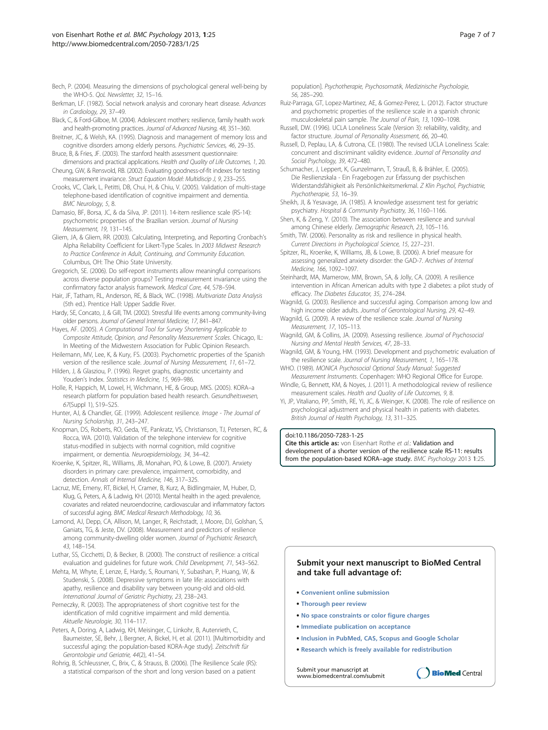Bech, P. (2004). Measuring the dimensions of psychological general well-being by the WHO-5. *QoL Newsletter, 32*, 15–16.

Berkman, LF. (1982). Social network analysis and coronary heart disease. *Advances in Cardiology, 29*, 37–49.

Black, C, & Ford-Gilboe, M. (2004). Adolescent mothers: resilience, family health work and health-promoting practices. *Journal of Advanced Nursing, 48*, 351–360.

Breitner, JC, & Welsh, KA. (1995). Diagnosis and management of memory loss and cognitive disorders among elderly persons. *Psychiatric Services, 46*, 29–35.

Bruce, B, & Fries, JF. (2003). The stanford health assessment questionnaire: dimensions and practical applications. *Health and Quality of Life Outcomes, 1*, 20.

Cheung, GW, & Rensvold, RB. (2002). Evaluating goodness-of-fit indexes for testing measurement invariance. *Struct Equation Model: Multidiscip J, 9*, 233–255.

Crooks, VC, Clark, L, Petitti, DB, Chui, H, & Chiu, V. (2005). Validation of multi-stage telephone-based identification of cognitive impairment and dementia. *BMC Neurology, 5*, 8.

Damasio, BF, Borsa, JC, & da Silva, JP. (2011). 14-item resilience scale (RS-14): psychometric properties of the Brazilian version. *Journal of Nursing Measurement, 19*, 131–145.

Gliem, JA, & Gliem, RR. (2003). Calculating, Interpreting, and Reporting Cronbach's Alpha Reliability Coefficient for Likert-Type Scales. In *2003 Midwest Research to Practice Conference in Adult, Continuing, and Community Education*. Columbus, OH: The Ohio State University.

Gregorich, SE. (2006). Do self-report instruments allow meaningful comparisons across diverse population groups? Testing measurement invariance using the confirmatory factor analysis framework. *Medical Care, 44*, S78–S94.

Hair, JF, Tatham, RL, Anderson, RE, & Black, WC. (1998). *Multivariate Data Analysis* (5th ed.). Prentice Hall: Upper Saddle River.

Hardy, SE, Concato, J, & Gill, TM. (2002). Stressful life events among community-living older persons. *Journal of General Internal Medicine, 17*, 841–847.

Hayes, AF. (2005). *A Computational Tool for Survey Shortening Applicable to Composite Attitude, Opinion, and Personality Measurement Scales*. Chicago, IL: In Meeting of the Midwestern Association for Public Opinion Research.

Heilemann, MV, Lee, K, & Kury, FS. (2003). Psychometric properties of the Spanish version of the resilience scale. *Journal of Nursing Measurement, 11*, 61–72.

Hilden, J, & Glasziou, P. (1996). Regret graphs, diagnostic uncertainty and Youden's Index. *Statistics in Medicine, 15*, 969–986.

Holle, R, Happich, M, Lowel, H, Wichmann, HE, & Group, MKS. (2005). KORA–a research platform for population based health research. *Gesundheitswesen, 67*(Suppl 1), S19–S25.

Hunter, AJ, & Chandler, GE. (1999). Adolescent resilience. *Image - The Journal of Nursing Scholarship, 31*, 243–247.

Knopman, DS, Roberts, RO, Geda, YE, Pankratz, VS, Christianson, TJ, Petersen, RC, & Rocca, WA. (2010). Validation of the telephone interview for cognitive status-modified in subjects with normal cognition, mild cognitive impairment, or dementia. *Neuroepidemiology, 34*, 34–42.

Kroenke, K, Spitzer, RL, Williams, JB, Monahan, PO, & Lowe, B. (2007). Anxiety disorders in primary care: prevalence, impairment, comorbidity, and detection. *Annals of Internal Medicine, 146*, 317–325.

Lacruz, ME, Emeny, RT, Bickel, H, Cramer, B, Kurz, A, Bidlingmaier, M, Huber, D, Klug, G, Peters, A, & Ladwig, KH. (2010). Mental health in the aged: prevalence, covariates and related neuroendocrine, cardiovascular and inflammatory factors of successful aging. *BMC Medical Research Methodology, 10*, 36.

Lamond, AJ, Depp, CA, Allison, M, Langer, R, Reichstadt, J, Moore, DJ, Golshan, S, Ganiats, TG, & Jeste, DV. (2008). Measurement and predictors of resilience among community-dwelling older women. *Journal of Psychiatric Research, 43*, 148–154.

Luthar, SS, Cicchetti, D, & Becker, B. (2000). The construct of resilience: a critical evaluation and guidelines for future work. *Child Development, 71*, 543–562.

Mehta, M, Whyte, E, Lenze, E, Hardy, S, Roumani, Y, Subashan, P, Huang, W, & Studenski, S. (2008). Depressive symptoms in late life: associations with apathy, resilience and disability vary between young-old and old-old. *International Journal of Geriatric Psychiatry, 23*, 238–243.

Perneczky, R. (2003). The appropriateness of short cognitive test for the identification of mild cognitive impairment and mild dementia. *Aktuelle Neurologie, 30*, 114–117.

Peters, A, Doring, A, Ladwig, KH, Meisinger, C, Linkohr, B, Autenrieth, C, Baumeister, SE, Behr, J, Bergner, A, Bickel, H, et al. (2011). [Multimorbidity and successful aging: the population-based KORA-Age study]. *Zeitschrift für Gerontologie und Geriatrie, 44*(2), 41–54.

Rohrig, B, Schleussner, C, Brix, C, & Strauss, B. (2006). [The Resilience Scale (RS): a statistical comparison of the short and long version based on a patient population]. *Psychotherapie, Psychosomatik, Medizinische Psychologie, 56*, 285–290.

Ruiz-Parraga, GT, Lopez-Martinez, AE, & Gomez-Perez, L. (2012). Factor structure and psychometric properties of the resilience scale in a spanish chronic musculoskeletal pain sample. *The Journal of Pain, 13*, 1090–1098.

Russell, DW. (1996). UCLA Loneliness Scale (Version 3): reliability, validity, and factor structure. *Journal of Personality Assessment, 66*, 20–40.

Russell, D, Peplau, LA, & Cutrona, CE. (1980). The revised UCLA Loneliness Scale: concurrent and discriminant validity evidence. *Journal of Personality and Social Psychology, 39*, 472–480.

Schumacher, J, Leppert, K, Gunzelmann, T, Strauß, B, & Brähler, E. (2005). Die Resilienzskala - Ein Fragebogen zur Erfassung der psychischen Widerstandsfähigkeit als Persönlichkeitsmerkmal. *Z Klin Psychol, Psychiatrie, Psychotherapie, 53*, 16–39.

Sheikh, JI, & Yesavage, JA. (1985). A knowledge assessment test for geriatric psychiatry. *Hospital & Community Psychiatry, 36*, 1160–1166.

Shen, K, & Zeng, Y. (2010). The association between resilience and survival among Chinese elderly. *Demographic Research, 23*, 105–116.

Smith, TW. (2006). Personality as risk and resilience in physical health. *Current Directions in Psychological Science, 15*, 227–231.

Spitzer, RL, Kroenke, K, Williams, JB, & Lowe, B. (2006). A brief measure for assessing generalized anxiety disorder: the GAD-7. *Archives of Internal Medicine, 166*, 1092–1097.

Steinhardt, MA, Mamerow, MM, Brown, SA, & Jolly, CA. (2009). A resilience intervention in African American adults with type 2 diabetes: a pilot study of efficacy. *The Diabetes Educator, 35*, 274–284.

Wagnild, G. (2003). Resilience and successful aging. Comparison among low and high income older adults. *Journal of Gerontological Nursing, 29*, 42–49.

Wagnild, G. (2009). A review of the resilience scale. *Journal of Nursing Measurement, 17*, 105–113.

Wagnild, GM, & Collins, JA. (2009). Assessing resilience. *Journal of Psychosocial Nursing and Mental Health Services, 47*, 28–33.

Wagnild, GM, & Young, HM. (1993). Development and psychometric evaluation of the resilience scale. *Journal of Nursing Measurement, 1*, 165–178.

WHO. (1989). *MONICA Psychosocial Optional Study Manual: Suggested Measurement Instruments*. Copenhagen: WHO Regional Office for Europe.

Windle, G, Bennett, KM, & Noyes, J. (2011). A methodological review of resilience measurement scales. *Health and Quality of Life Outcomes, 9*, 8.

Yi, JP, Vitaliano, PP, Smith, RE, Yi, JC, & Weinger, K. (2008). The role of resilience on psychological adjustment and physical health in patients with diabetes. *British Journal of Health Psychology, 13*, 311–325.

doi:10.1186/2050-7283-1-25

**Cite this article as:** von Eisenhart Rothe *et al.*: **Validation and development of a shorter version of the resilience scale RS-11: results from the population-based KORA–age study.** *BMC Psychology* 2013 **1**:25.

**Submit your next manuscript to BioMed Central and take full advantage of:**

- **Convenient online submission**
- **Thorough peer review**
- **No space constraints or color figure charges**
- **Immediate publication on acceptance**
- **Inclusion in PubMed, CAS, Scopus and Google Scholar**
- **Research which is freely available for redistribution**

Submit your manuscript at www.biomedcentral.com/submit

BioMed Central